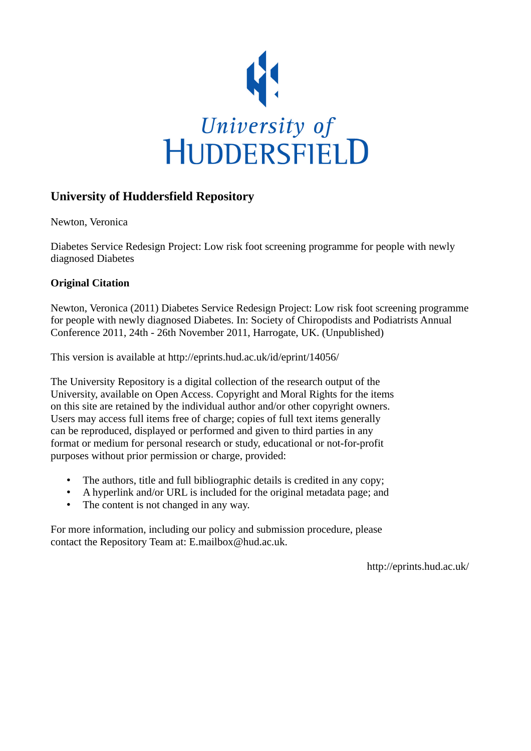# University of Huddersfield Repository

Newton, Veronica

Diabetes Service Redesign Project: Low risk foot screening programme for people with newly diagnosed Diabetes

## Original Citation

Newton, Veronica (2011) Diabetes Service Redesign Project: Low risk foot screening programme for people with newly diagnosed Diabetes. In: Society of Chiropodists and Podiatrists Annual Conference 2011, 24th - 26th November 2011, Harrogate, UK. (Unpublished)

This version is available at http://eprints.hud.ac.uk/id/eprint/14056/

The University Repository is a digital collection of the research output of the University, available on Open Access. Copyright and Moral Rights for the items on this site are retained by the individual author and/or other copyright owners. Users may access full items free of charge; copies of full text items generally can be reproduced, displayed or performed and given to third parties in any format or medium for personal research or study, educational or not-for-profit purposes without prior permission or charge, provided:

- The authors, title and full bibliographic details is credited in any copy;
- A hyperlink and/or URL is included for the original metadata page; and
- The content is not changed in any way.

For more information, including our policy and submission procedure, please contact the Repository Team at: E.mailbox@hud.ac.uk.

http://eprints.hud.ac.uk/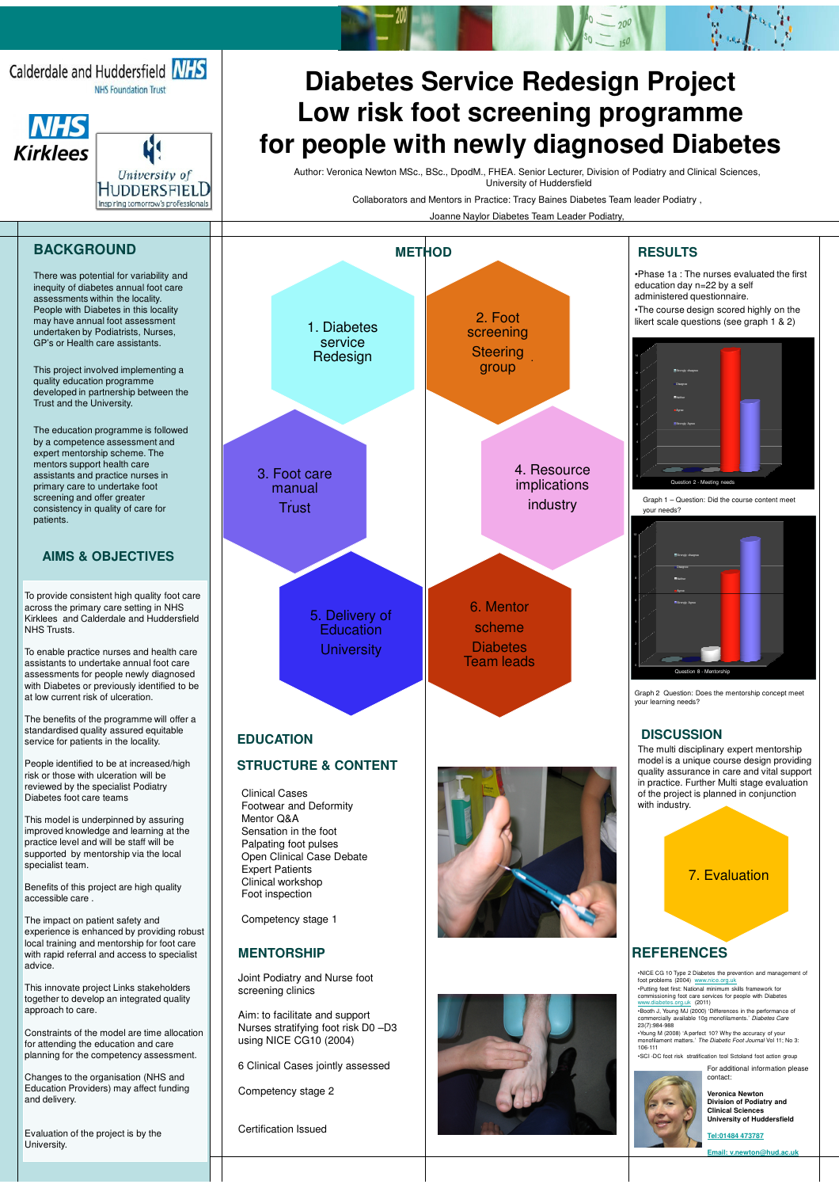# Diabetes Service Redesign Project
# Low risk foot screening programme
# for people with newly diagnosed Diabetes

Author: Veronica Newton MSc., BSc., DpodM., FHEA. Senior Lecturer, Division of Podiatry and Clinical Sciences, University of Huddersfield

Collaborators and Mentors in Practice: Tracy Baines Diabetes Team leader Podiatry ,

Joanne Naylor Diabetes Team Leader Podiatry.

Calderdale and Huddersfield NHS
NHS Foundation Trust

NHS Kirklees

University of Huddersfield
Inspiring tomorrow's professionals

## BACKGROUND

There was potential for variability and inequity of diabetes annual foot care assessments within the locality. People with Diabetes in this locality may have annual foot assessment undertaken by Podiatrists, Nurses, GP's or Health care assistants.

This project involved implementing a quality education programme developed in partnership between the Trust and the University.

The education programme is followed by a competence assessment and expert mentorship scheme. The mentors support health care assistants and practice nurses in primary care to undertake foot screening and offer greater consistency in quality of care for patients.

## AIMS & OBJECTIVES

To provide consistent high quality foot care across the primary care setting in NHS Kirklees and Calderdale and Huddersfield NHS Trusts.

To enable practice nurses and health care assistants to undertake annual foot care assessments for people newly diagnosed with Diabetes or previously identified to be at low current risk of ulceration.

The benefits of the programme will offer a standardised quality assured equitable service for patients in the locality.

People identified to be at increased/high risk or those with ulceration will be reviewed by the specialist Podiatry Diabetes foot care teams

This model is underpinned by assuring improved knowledge and learning at the practice level and will be staff will be supported by mentorship via the local specialist team.

Benefits of this project are high quality accessible care .

The impact on patient safety and experience is enhanced by providing robust local training and mentorship for foot care with rapid referral and access to specialist advice.

This innovate project Links stakeholders together to develop an integrated quality approach to care.

Constraints of the model are time allocation for attending the education and care planning for the competency assessment.

Changes to the organisation (NHS and Education Providers) may affect funding and delivery.

Evaluation of the project is by the University.

## METHOD

1. Diabetes service Redesign

2. Foot screening Steering group

3. Foot care manual Trust

4. Resource implications industry

5. Delivery of Education University

6. Mentor scheme Diabetes Team leads

## EDUCATION

## STRUCTURE & CONTENT

Clinical Cases
Footwear and Deformity
Mentor Q&A
Sensation in the foot
Palpating foot pulses
Open Clinical Case Debate
Expert Patients
Clinical workshop
Foot inspection

Competency stage 1

## MENTORSHIP

Joint Podiatry and Nurse foot screening clinics

Aim: to facilitate and support Nurses stratifying foot risk D0 –D3 using NICE CG10 (2004)

6 Clinical Cases jointly assessed

Competency stage 2

Certification Issued

## RESULTS

•Phase 1a : The nurses evaluated the first education day n=22 by a self administered questionnaire.

•The course design scored highly on the likert scale questions (see graph 1 & 2)

Question 2 - Meeting needs

Graph 1 – Question: Did the course content meet your needs?

Question 8 - Mentorship

Graph 2 Question: Does the mentorship concept meet your learning needs?

## DISCUSSION

The multi disciplinary expert mentorship model is a unique course design providing quality assurance in care and vital support in practice. Further Multi stage evaluation of the project is planned in conjunction with industry.

7. Evaluation

## REFERENCES

•NICE CG 10 Type 2 Diabetes the prevention and management of foot problems (2004) www.nice.org.uk
•Putting feet first: National minimum skills framework for commissioning foot care services for people with Diabetes www.diabetes.org.uk (2011)
•Booth J, Young MJ (2000) 'Differences in the performance of commercially available 10g monofilaments.' *Diabetes Care* 23(7):984-988
•Young M (2008) 'A perfect 10? Why the accuracy of your monofilament matters.' *The Diabetic Foot Journal* Vol 11; No 3: 106-111
•SCI-DC foot risk stratification tool Sctoland foot action group

For additional information please contact:

**Veronica Newton**
**Division of Podiatry and Clinical Sciences**
**University of Huddersfield**

Tel:01484 473787

Email: v.newton@hud.ac.uk